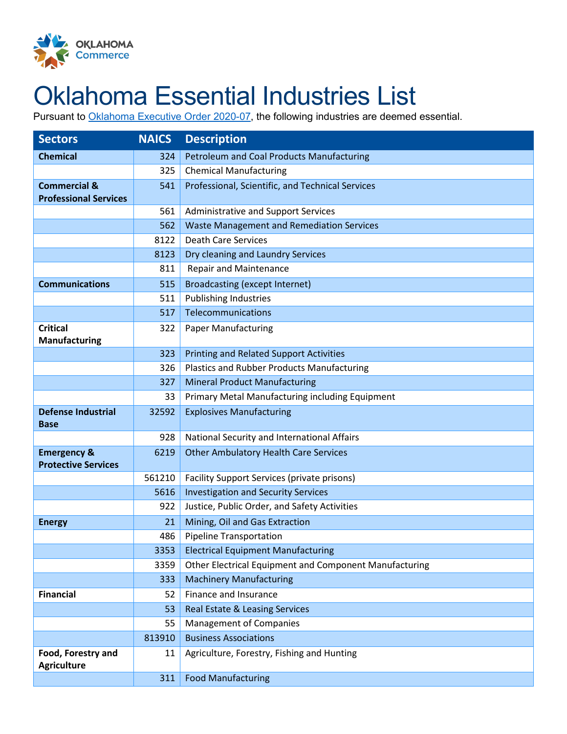# Oklahoma Essential Industries List

Pursuant to Oklahoma Executive Order 2020-07, the following industries are deemed essential.

| Sectors | NAICS | Description |
|---|---|---|
| **Chemical** | 324 | Petroleum and Coal Products Manufacturing |
| | 325 | Chemical Manufacturing |
| **Commercial & Professional Services** | 541 | Professional, Scientific, and Technical Services |
| | 561 | Administrative and Support Services |
| | 562 | Waste Management and Remediation Services |
| | 8122 | Death Care Services |
| | 8123 | Dry cleaning and Laundry Services |
| | 811 | Repair and Maintenance |
| **Communications** | 515 | Broadcasting (except Internet) |
| | 511 | Publishing Industries |
| | 517 | Telecommunications |
| **Critical Manufacturing** | 322 | Paper Manufacturing |
| | 323 | Printing and Related Support Activities |
| | 326 | Plastics and Rubber Products Manufacturing |
| | 327 | Mineral Product Manufacturing |
| | 33 | Primary Metal Manufacturing including Equipment |
| **Defense Industrial Base** | 32592 | Explosives Manufacturing |
| | 928 | National Security and International Affairs |
| **Emergency & Protective Services** | 6219 | Other Ambulatory Health Care Services |
| | 561210 | Facility Support Services (private prisons) |
| | 5616 | Investigation and Security Services |
| | 922 | Justice, Public Order, and Safety Activities |
| **Energy** | 21 | Mining, Oil and Gas Extraction |
| | 486 | Pipeline Transportation |
| | 3353 | Electrical Equipment Manufacturing |
| | 3359 | Other Electrical Equipment and Component Manufacturing |
| | 333 | Machinery Manufacturing |
| **Financial** | 52 | Finance and Insurance |
| | 53 | Real Estate & Leasing Services |
| | 55 | Management of Companies |
| | 813910 | Business Associations |
| **Food, Forestry and Agriculture** | 11 | Agriculture, Forestry, Fishing and Hunting |
| | 311 | Food Manufacturing |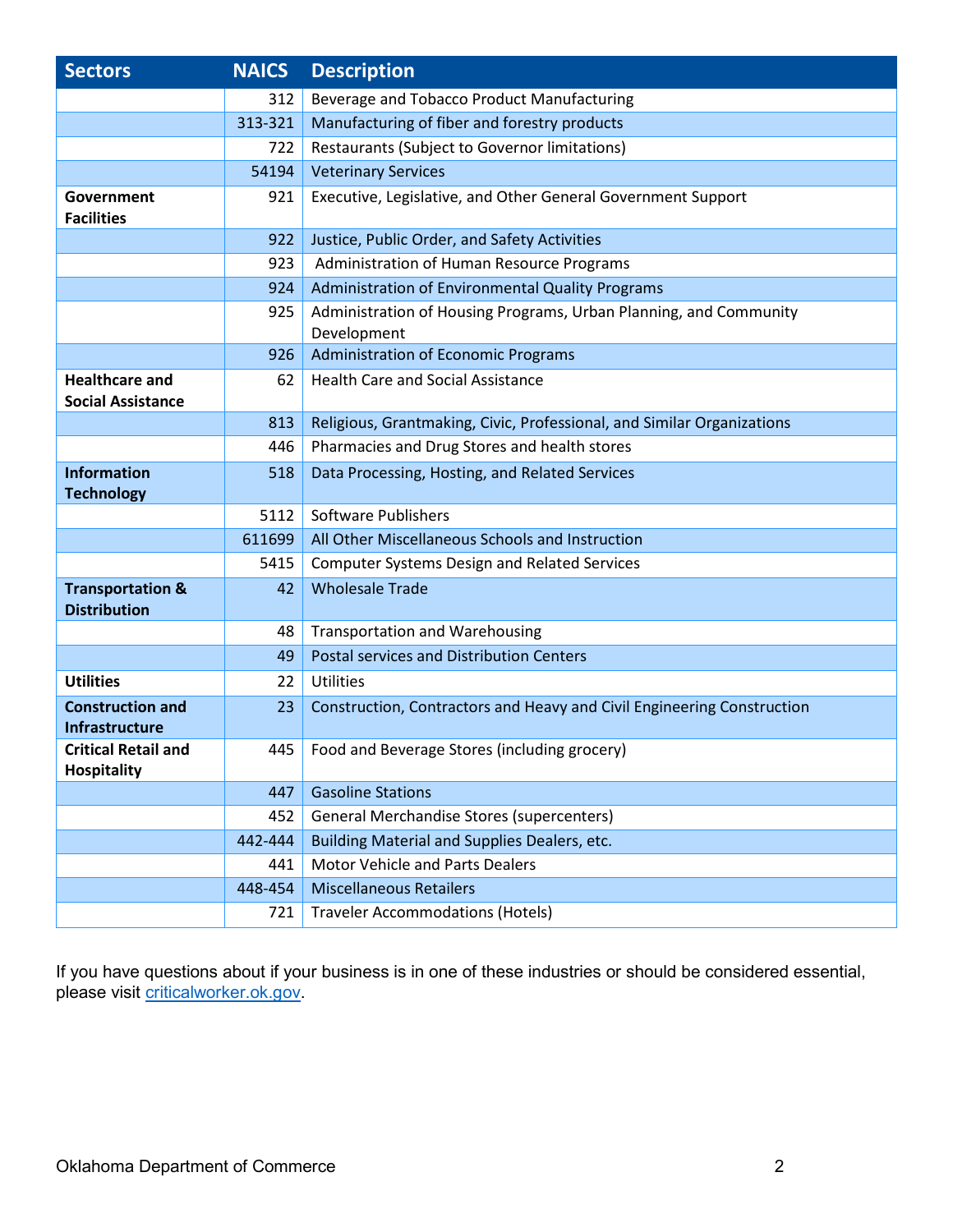| Sectors | NAICS | Description |
| --- | --- | --- |
| | 312 | Beverage and Tobacco Product Manufacturing |
| | 313-321 | Manufacturing of fiber and forestry products |
| | 722 | Restaurants (Subject to Governor limitations) |
| | 54194 | Veterinary Services |
| **Government Facilities** | 921 | Executive, Legislative, and Other General Government Support |
| | 922 | Justice, Public Order, and Safety Activities |
| | 923 | Administration of Human Resource Programs |
| | 924 | Administration of Environmental Quality Programs |
| | 925 | Administration of Housing Programs, Urban Planning, and Community Development |
| | 926 | Administration of Economic Programs |
| **Healthcare and Social Assistance** | 62 | Health Care and Social Assistance |
| | 813 | Religious, Grantmaking, Civic, Professional, and Similar Organizations |
| | 446 | Pharmacies and Drug Stores and health stores |
| **Information Technology** | 518 | Data Processing, Hosting, and Related Services |
| | 5112 | Software Publishers |
| | 611699 | All Other Miscellaneous Schools and Instruction |
| | 5415 | Computer Systems Design and Related Services |
| **Transportation & Distribution** | 42 | Wholesale Trade |
| | 48 | Transportation and Warehousing |
| | 49 | Postal services and Distribution Centers |
| **Utilities** | 22 | Utilities |
| **Construction and Infrastructure** | 23 | Construction, Contractors and Heavy and Civil Engineering Construction |
| **Critical Retail and Hospitality** | 445 | Food and Beverage Stores (including grocery) |
| | 447 | Gasoline Stations |
| | 452 | General Merchandise Stores (supercenters) |
| | 442-444 | Building Material and Supplies Dealers, etc. |
| | 441 | Motor Vehicle and Parts Dealers |
| | 448-454 | Miscellaneous Retailers |
| | 721 | Traveler Accommodations (Hotels) |

If you have questions about if your business is in one of these industries or should be considered essential, please visit [criticalworker.ok.gov](criticalworker.ok.gov).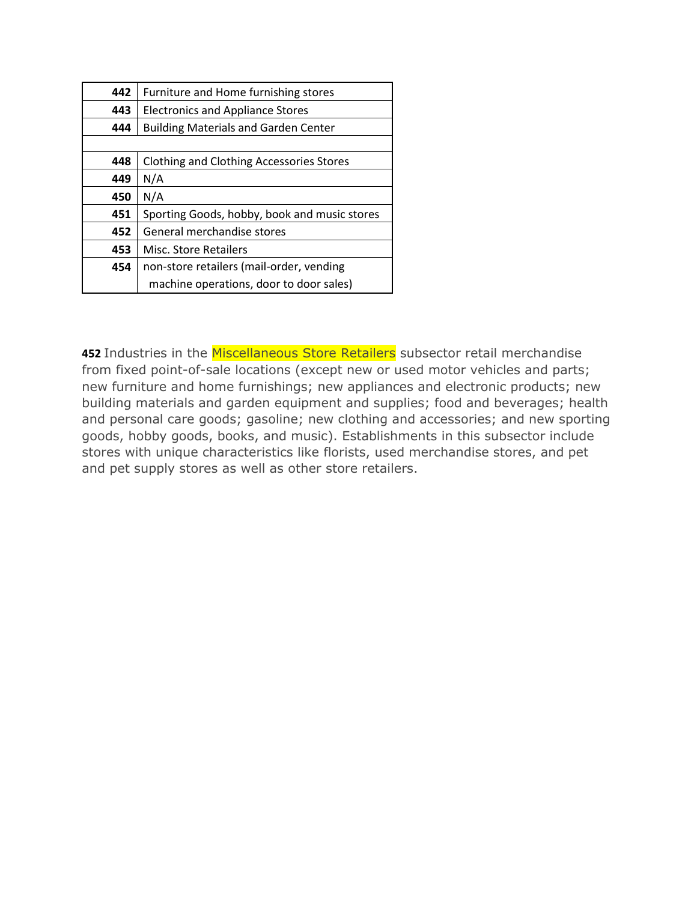| | |
|---|---|
| **442** | Furniture and Home furnishing stores |
| **443** | Electronics and Appliance Stores |
| **444** | Building Materials and Garden Center |
| | |
| **448** | Clothing and Clothing Accessories Stores |
| **449** | N/A |
| **450** | N/A |
| **451** | Sporting Goods, hobby, book and music stores |
| **452** | General merchandise stores |
| **453** | Misc. Store Retailers |
| **454** | non-store retailers (mail-order, vending machine operations, door to door sales) |

**452** Industries in the Miscellaneous Store Retailers subsector retail merchandise from fixed point-of-sale locations (except new or used motor vehicles and parts; new furniture and home furnishings; new appliances and electronic products; new building materials and garden equipment and supplies; food and beverages; health and personal care goods; gasoline; new clothing and accessories; and new sporting goods, hobby goods, books, and music). Establishments in this subsector include stores with unique characteristics like florists, used merchandise stores, and pet and pet supply stores as well as other store retailers.